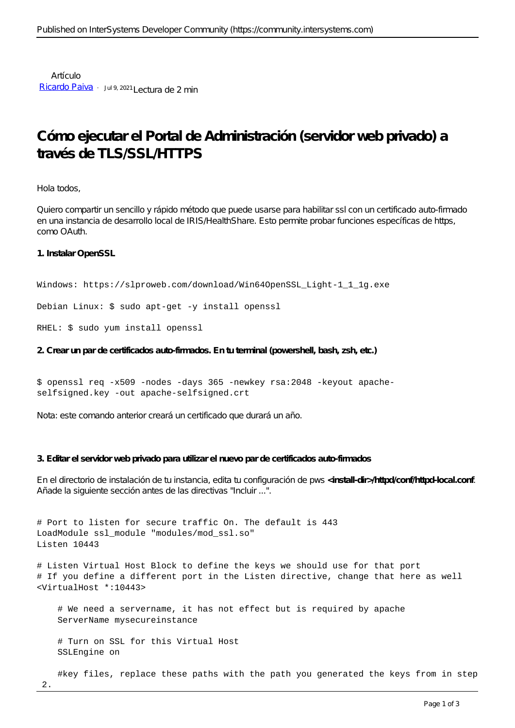Artículo

[Ricardo Paiva](#) · Jul 9, 2021 Lectura de 2 min

# Cómo ejecutar el Portal de Administración (servidor web privado) a través de TLS/SSL/HTTPS

Hola todos,

Quiero compartir un sencillo y rápido método que puede usarse para habilitar ssl con un certificado auto-firmado en una instancia de desarrollo local de IRIS/HealthShare. Esto permite probar funciones específicas de https, como OAuth.

**1. Instalar OpenSSL**

```
Windows: https://slproweb.com/download/Win64OpenSSL_Light-1_1_1g.exe

Debian Linux: $ sudo apt-get -y install openssl

RHEL: $ sudo yum install openssl
```

**2. Crear un par de certificados auto-firmados. En tu terminal (powershell, bash, zsh, etc.)**

```
$ openssl req -x509 -nodes -days 365 -newkey rsa:2048 -keyout apache-selfsigned.key -out apache-selfsigned.crt
```

Nota: este comando anterior creará un certificado que durará un año.

**3. Editar el servidor web privado para utilizar el nuevo par de certificados auto-firmados**

En el directorio de instalación de tu instancia, edita tu configuración de pws **<install-dir>/httpd/conf/httpd-local.conf**. Añade la siguiente sección antes de las directivas "Incluir ...".

```
# Port to listen for secure traffic On. The default is 443
LoadModule ssl_module "modules/mod_ssl.so"
Listen 10443

# Listen Virtual Host Block to define the keys we should use for that port
# If you define a different port in the Listen directive, change that here as well
<VirtualHost *:10443>

    # We need a servername, it has not effect but is required by apache
    ServerName mysecureinstance

    # Turn on SSL for this Virtual Host
    SSLEngine on

    #key files, replace these paths with the path you generated the keys from in step 2.
```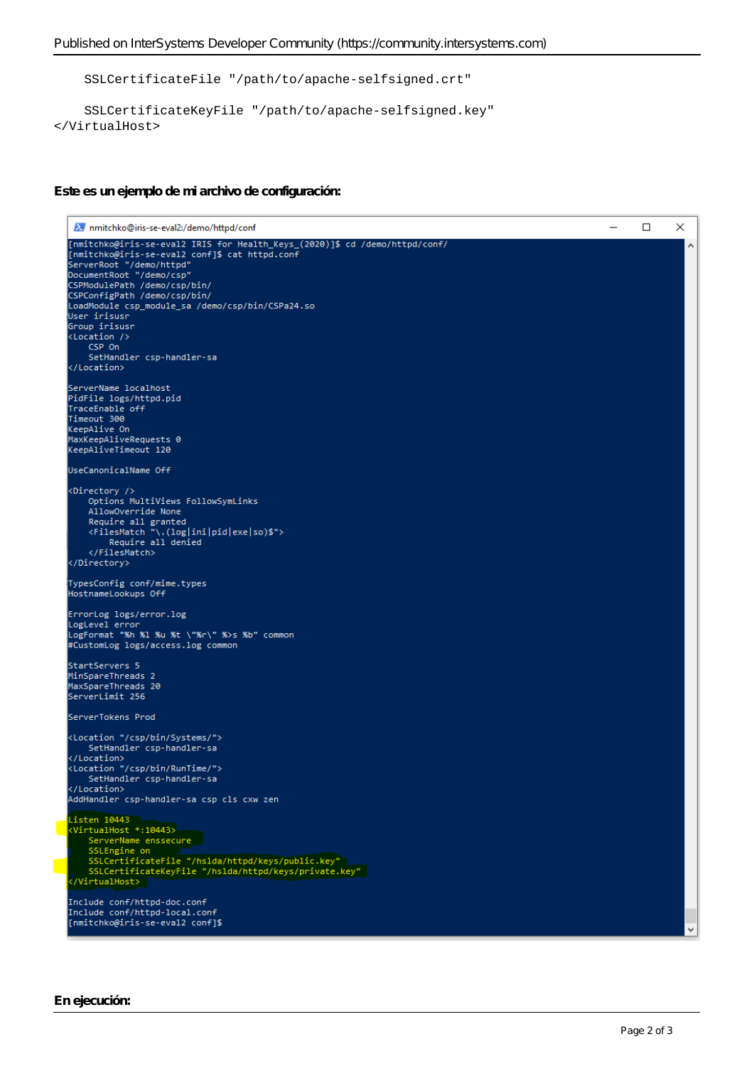```
    SSLCertificateFile "/path/to/apache-selfsigned.crt"

    SSLCertificateKeyFile "/path/to/apache-selfsigned.key"
</VirtualHost>
```

**Este es un ejemplo de mi archivo de configuración:**

```
[nmitchko@iris-se-eval2 IRIS for Health_Keys_(2020)]$ cd /demo/httpd/conf/
[nmitchko@iris-se-eval2 conf]$ cat httpd.conf
ServerRoot "/demo/httpd"
DocumentRoot "/demo/csp"
CSPModulePath /demo/csp/bin/
CSPConfigPath /demo/csp/bin/
LoadModule csp_module_sa /demo/csp/bin/CSPa24.so
User irisusr
Group irisusr
<Location />
    CSP On
    SetHandler csp-handler-sa
</Location>

ServerName localhost
PidFile logs/httpd.pid
TraceEnable off
Timeout 300
KeepAlive On
MaxKeepAliveRequests 0
KeepAliveTimeout 120

UseCanonicalName Off

<Directory />
    Options MultiViews FollowSymLinks
    AllowOverride None
    Require all granted
    <FilesMatch "\.(log|ini|pid|exe|so)$">
        Require all denied
    </FilesMatch>
</Directory>

TypesConfig conf/mime.types
HostnameLookups Off

ErrorLog logs/error.log
LogLevel error
LogFormat "%h %l %u %t \"%r\" %>s %b" common
#CustomLog logs/access.log common

StartServers 5
MinSpareThreads 2
MaxSpareThreads 20
ServerLimit 256

ServerTokens Prod

<Location "/csp/bin/Systems/">
    SetHandler csp-handler-sa
</Location>
<Location "/csp/bin/RunTime/">
    SetHandler csp-handler-sa
</Location>
AddHandler csp-handler-sa csp cls cxw zen

Listen 10443
<VirtualHost *:10443>
    ServerName enssecure
    SSLEngine on
    SSLCertificateFile "/hslda/httpd/keys/public.key"
    SSLCertificateKeyFile "/hslda/httpd/keys/private.key"
</VirtualHost>

Include conf/httpd-doc.conf
Include conf/httpd-local.conf
[nmitchko@iris-se-eval2 conf]$
```

**En ejecución:**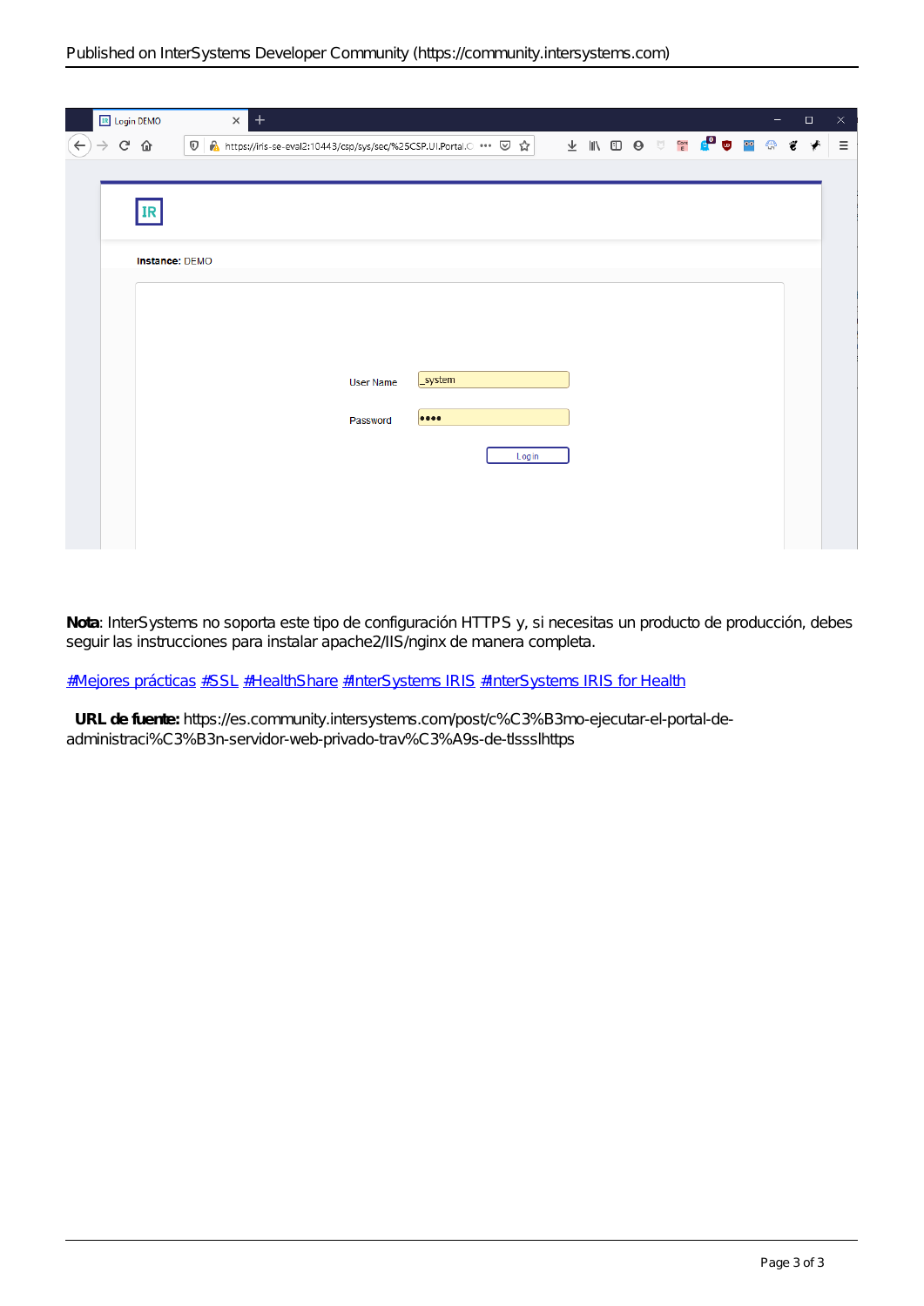**Nota**: InterSystems no soporta este tipo de configuración HTTPS y, si necesitas un producto de producción, debes seguir las instrucciones para instalar apache2/IIS/nginx de manera completa.

#Mejores prácticas #SSL #HealthShare #InterSystems IRIS #InterSystems IRIS for Health

**URL de fuente:** https://es.community.intersystems.com/post/c%C3%B3mo-ejecutar-el-portal-de-administraci%C3%B3n-servidor-web-privado-trav%C3%A9s-de-tlssslhttps